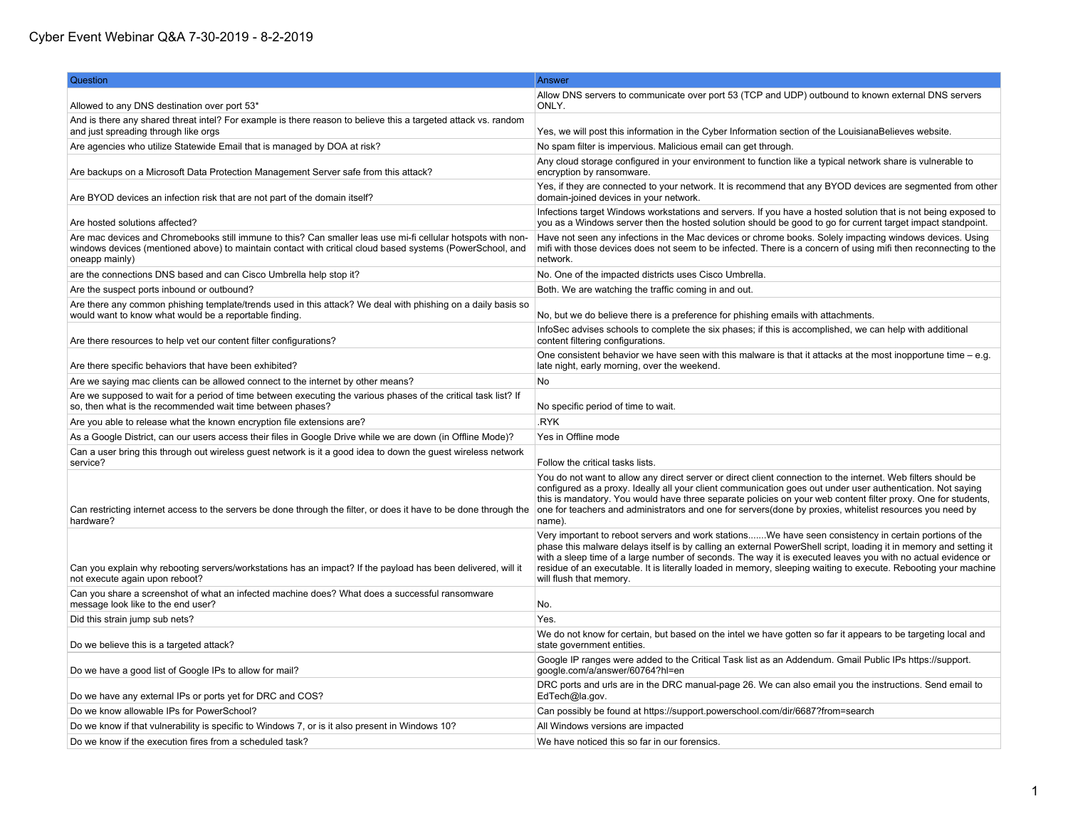# Cyber Event Webinar Q&A 7-30-2019 - 8-2-2019

| Question | Answer |
|---|---|
| Allowed to any DNS destination over port 53* | Allow DNS servers to communicate over port 53 (TCP and UDP) outbound to known external DNS servers ONLY. |
| And is there any shared threat intel? For example is there reason to believe this a targeted attack vs. random and just spreading through like orgs | Yes, we will post this information in the Cyber Information section of the LouisianaBelieves website. |
| Are agencies who utilize Statewide Email that is managed by DOA at risk? | No spam filter is impervious. Malicious email can get through. |
| Are backups on a Microsoft Data Protection Management Server safe from this attack? | Any cloud storage configured in your environment to function like a typical network share is vulnerable to encryption by ransomware. |
| Are BYOD devices an infection risk that are not part of the domain itself? | Yes, if they are connected to your network. It is recommend that any BYOD devices are segmented from other domain-joined devices in your network. |
| Are hosted solutions affected? | Infections target Windows workstations and servers. If you have a hosted solution that is not being exposed to you as a Windows server then the hosted solution should be good to go for current target impact standpoint. |
| Are mac devices and Chromebooks still immune to this? Can smaller leas use mi-fi cellular hotspots with non-windows devices (mentioned above) to maintain contact with critical cloud based systems (PowerSchool, and oneapp mainly) | Have not seen any infections in the Mac devices or chrome books. Solely impacting windows devices. Using mifi with those devices does not seem to be infected. There is a concern of using mifi then reconnecting to the network. |
| are the connections DNS based and can Cisco Umbrella help stop it? | No. One of the impacted districts uses Cisco Umbrella. |
| Are the suspect ports inbound or outbound? | Both. We are watching the traffic coming in and out. |
| Are there any common phishing template/trends used in this attack? We deal with phishing on a daily basis so would want to know what would be a reportable finding. | No, but we do believe there is a preference for phishing emails with attachments. |
| Are there resources to help vet our content filter configurations? | InfoSec advises schools to complete the six phases; if this is accomplished, we can help with additional content filtering configurations. |
| Are there specific behaviors that have been exhibited? | One consistent behavior we have seen with this malware is that it attacks at the most inopportune time – e.g. late night, early morning, over the weekend. |
| Are we saying mac clients can be allowed connect to the internet by other means? | No |
| Are we supposed to wait for a period of time between executing the various phases of the critical task list? If so, then what is the recommended wait time between phases? | No specific period of time to wait. |
| Are you able to release what the known encryption file extensions are? | .RYK |
| As a Google District, can our users access their files in Google Drive while we are down (in Offline Mode)? | Yes in Offline mode |
| Can a user bring this through out wireless guest network is it a good idea to down the guest wireless network service? | Follow the critical tasks lists. |
| Can restricting internet access to the servers be done through the filter, or does it have to be done through the hardware? | You do not want to allow any direct server or direct client connection to the internet. Web filters should be configured as a proxy. Ideally all your client communication goes out under user authentication. Not saying this is mandatory. You would have three separate policies on your web content filter proxy. One for students, one for teachers and administrators and one for servers(done by proxies, whitelist resources you need by name). |
| Can you explain why rebooting servers/workstations has an impact? If the payload has been delivered, will it not execute again upon reboot? | Very important to reboot servers and work stations.......We have seen consistency in certain portions of the phase this malware delays itself is by calling an external PowerShell script, loading it in memory and setting it with a sleep time of a large number of seconds. The way it is executed leaves you with no actual evidence or residue of an executable. It is literally loaded in memory, sleeping waiting to execute. Rebooting your machine will flush that memory. |
| Can you share a screenshot of what an infected machine does? What does a successful ransomware message look like to the end user? | No. |
| Did this strain jump sub nets? | Yes. |
| Do we believe this is a targeted attack? | We do not know for certain, but based on the intel we have gotten so far it appears to be targeting local and state government entities. |
| Do we have a good list of Google IPs to allow for mail? | Google IP ranges were added to the Critical Task list as an Addendum. Gmail Public IPs https://support.google.com/a/answer/60764?hl=en |
| Do we have any external IPs or ports yet for DRC and COS? | DRC ports and urls are in the DRC manual-page 26. We can also email you the instructions. Send email to EdTech@la.gov. |
| Do we know allowable IPs for PowerSchool? | Can possibly be found at https://support.powerschool.com/dir/6687?from=search |
| Do we know if that vulnerability is specific to Windows 7, or is it also present in Windows 10? | All Windows versions are impacted |
| Do we know if the execution fires from a scheduled task? | We have noticed this so far in our forensics. |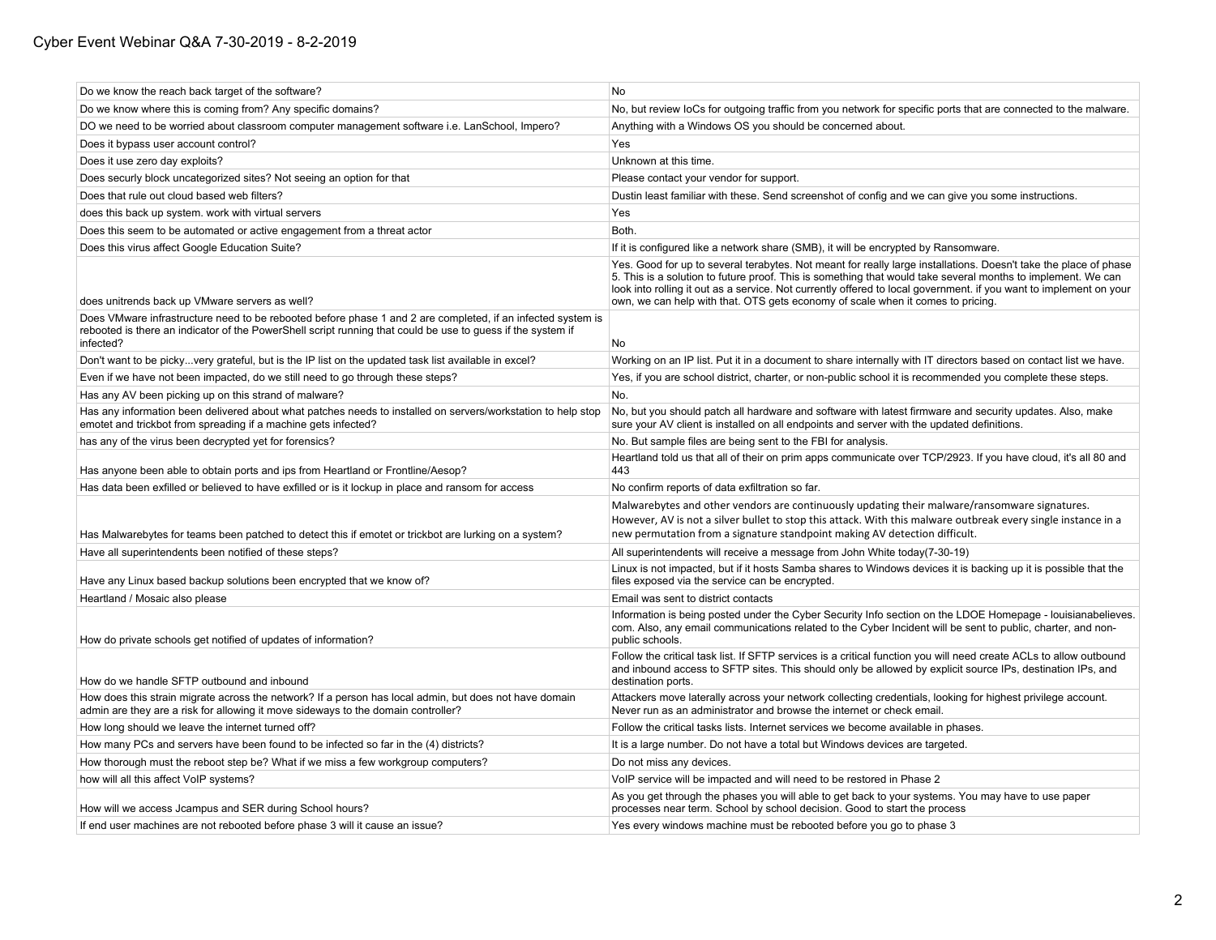# Cyber Event Webinar Q&A 7-30-2019 - 8-2-2019

| | |
|---|---|
| Do we know the reach back target of the software? | No |
| Do we know where this is coming from? Any specific domains? | No, but review IoCs for outgoing traffic from you network for specific ports that are connected to the malware. |
| DO we need to be worried about classroom computer management software i.e. LanSchool, Impero? | Anything with a Windows OS you should be concerned about. |
| Does it bypass user account control? | Yes |
| Does it use zero day exploits? | Unknown at this time. |
| Does securly block uncategorized sites? Not seeing an option for that | Please contact your vendor for support. |
| Does that rule out cloud based web filters? | Dustin least familiar with these. Send screenshot of config and we can give you some instructions. |
| does this back up system. work with virtual servers | Yes |
| Does this seem to be automated or active engagement from a threat actor | Both. |
| Does this virus affect Google Education Suite? | If it is configured like a network share (SMB), it will be encrypted by Ransomware. |
| does unitrends back up VMware servers as well? | Yes. Good for up to several terabytes. Not meant for really large installations. Doesn't take the place of phase 5. This is a solution to future proof. This is something that would take several months to implement. We can look into rolling it out as a service. Not currently offered to local government. if you want to implement on your own, we can help with that. OTS gets economy of scale when it comes to pricing. |
| Does VMware infrastructure need to be rebooted before phase 1 and 2 are completed, if an infected system is rebooted is there an indicator of the PowerShell script running that could be use to guess if the system if infected? | No |
| Don't want to be picky...very grateful, but is the IP list on the updated task list available in excel? | Working on an IP list. Put it in a document to share internally with IT directors based on contact list we have. |
| Even if we have not been impacted, do we still need to go through these steps? | Yes, if you are school district, charter, or non-public school it is recommended you complete these steps. |
| Has any AV been picking up on this strand of malware? | No. |
| Has any information been delivered about what patches needs to installed on servers/workstation to help stop emotet and trickbot from spreading if a machine gets infected? | No, but you should patch all hardware and software with latest firmware and security updates. Also, make sure your AV client is installed on all endpoints and server with the updated definitions. |
| has any of the virus been decrypted yet for forensics? | No. But sample files are being sent to the FBI for analysis. |
| Has anyone been able to obtain ports and ips from Heartland or Frontline/Aesop? | Heartland told us that all of their on prim apps communicate over TCP/2923. If you have cloud, it's all 80 and 443 |
| Has data been exfilled or believed to have exfilled or is it lockup in place and ransom for access | No confirm reports of data exfiltration so far. |
| Has Malwarebytes for teams been patched to detect this if emotet or trickbot are lurking on a system? | Malwarebytes and other vendors are continuously updating their malware/ransomware signatures. However, AV is not a silver bullet to stop this attack. With this malware outbreak every single instance in a new permutation from a signature standpoint making AV detection difficult. |
| Have all superintendents been notified of these steps? | All superintendents will receive a message from John White today(7-30-19) |
| Have any Linux based backup solutions been encrypted that we know of? | Linux is not impacted, but if it hosts Samba shares to Windows devices it is backing up it is possible that the files exposed via the service can be encrypted. |
| Heartland / Mosaic also please | Email was sent to district contacts |
| How do private schools get notified of updates of information? | Information is being posted under the Cyber Security Info section on the LDOE Homepage - louisianabelieves.com. Also, any email communications related to the Cyber Incident will be sent to public, charter, and non-public schools. |
| How do we handle SFTP outbound and inbound | Follow the critical task list. If SFTP services is a critical function you will need create ACLs to allow outbound and inbound access to SFTP sites. This should only be allowed by explicit source IPs, destination IPs, and destination ports. |
| How does this strain migrate across the network? If a person has local admin, but does not have domain admin are they are a risk for allowing it move sideways to the domain controller? | Attackers move laterally across your network collecting credentials, looking for highest privilege account. Never run as an administrator and browse the internet or check email. |
| How long should we leave the internet turned off? | Follow the critical tasks lists. Internet services we become available in phases. |
| How many PCs and servers have been found to be infected so far in the (4) districts? | It is a large number. Do not have a total but Windows devices are targeted. |
| How thorough must the reboot step be? What if we miss a few workgroup computers? | Do not miss any devices. |
| how will all this affect VoIP systems? | VoIP service will be impacted and will need to be restored in Phase 2 |
| How will we access Jcampus and SER during School hours? | As you get through the phases you will able to get back to your systems. You may have to use paper processes near term. School by school decision. Good to start the process |
| If end user machines are not rebooted before phase 3 will it cause an issue? | Yes every windows machine must be rebooted before you go to phase 3 |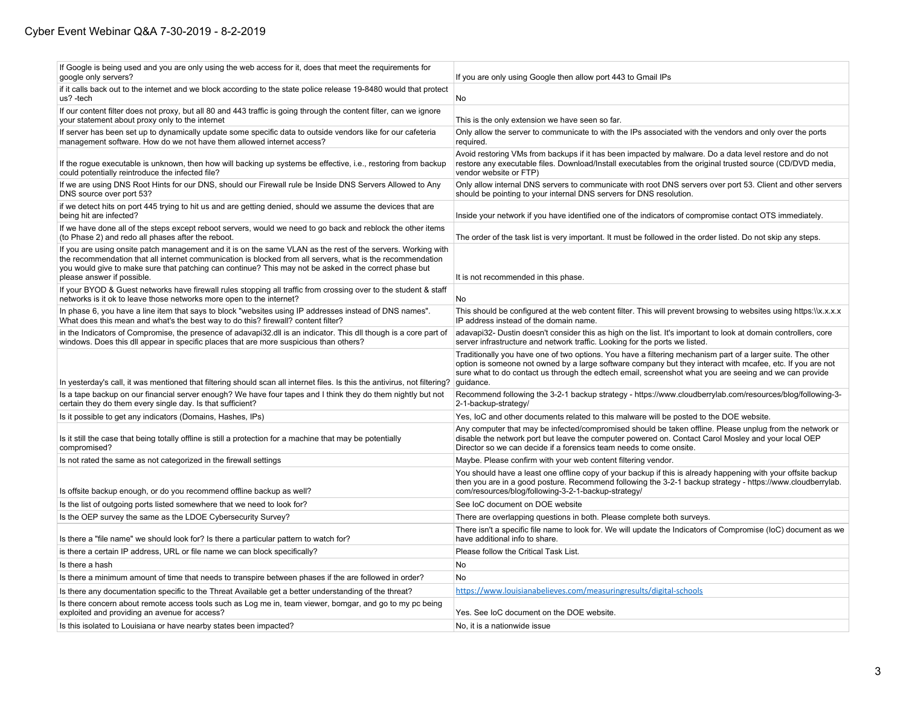Cyber Event Webinar Q&A 7-30-2019 - 8-2-2019

| | |
|---|---|
| If Google is being used and you are only using the web access for it, does that meet the requirements for google only servers? | If you are only using Google then allow port 443 to Gmail IPs |
| if it calls back out to the internet and we block according to the state police release 19-8480 would that protect us? -tech | No |
| If our content filter does not proxy, but all 80 and 443 traffic is going through the content filter, can we ignore your statement about proxy only to the internet | This is the only extension we have seen so far. |
| If server has been set up to dynamically update some specific data to outside vendors like for our cafeteria management software. How do we not have them allowed internet access? | Only allow the server to communicate to with the IPs associated with the vendors and only over the ports required. |
| If the rogue executable is unknown, then how will backing up systems be effective, i.e., restoring from backup could potentially reintroduce the infected file? | Avoid restoring VMs from backups if it has been impacted by malware. Do a data level restore and do not restore any executable files. Download/Install executables from the original trusted source (CD/DVD media, vendor website or FTP) |
| If we are using DNS Root Hints for our DNS, should our Firewall rule be Inside DNS Servers Allowed to Any DNS source over port 53? | Only allow internal DNS servers to communicate with root DNS servers over port 53. Client and other servers should be pointing to your internal DNS servers for DNS resolution. |
| if we detect hits on port 445 trying to hit us and are getting denied, should we assume the devices that are being hit are infected? | Inside your network if you have identified one of the indicators of compromise contact OTS immediately. |
| If we have done all of the steps except reboot servers, would we need to go back and reblock the other items (to Phase 2) and redo all phases after the reboot. | The order of the task list is very important. It must be followed in the order listed. Do not skip any steps. |
| If you are using onsite patch management and it is on the same VLAN as the rest of the servers. Working with the recommendation that all internet communication is blocked from all servers, what is the recommendation you would give to make sure that patching can continue? This may not be asked in the correct phase but please answer if possible. | It is not recommended in this phase. |
| If your BYOD & Guest networks have firewall rules stopping all traffic from crossing over to the student & staff networks is it ok to leave those networks more open to the internet? | No |
| In phase 6, you have a line item that says to block "websites using IP addresses instead of DNS names". What does this mean and what's the best way to do this? firewall? content filter? | This should be configured at the web content filter. This will prevent browsing to websites using https:\\x.x.x.x IP address instead of the domain name. |
| in the Indicators of Compromise, the presence of adavapi32.dll is an indicator. This dll though is a core part of windows. Does this dll appear in specific places that are more suspicious than others? | adavapi32- Dustin doesn't consider this as high on the list. It's important to look at domain controllers, core server infrastructure and network traffic. Looking for the ports we listed. |
| In yesterday's call, it was mentioned that filtering should scan all internet files. Is this the antivirus, not filtering? | Traditionally you have one of two options. You have a filtering mechanism part of a larger suite. The other option is someone not owned by a large software company but they interact with mcafee, etc. If you are not sure what to do contact us through the edtech email, screenshot what you are seeing and we can provide guidance. |
| Is a tape backup on our financial server enough? We have four tapes and I think they do them nightly but not certain they do them every single day. Is that sufficient? | Recommend following the 3-2-1 backup strategy - https://www.cloudberrylab.com/resources/blog/following-3-2-1-backup-strategy/ |
| Is it possible to get any indicators (Domains, Hashes, IPs) | Yes, IoC and other documents related to this malware will be posted to the DOE website. |
| Is it still the case that being totally offline is still a protection for a machine that may be potentially compromised? | Any computer that may be infected/compromised should be taken offline. Please unplug from the network or disable the network port but leave the computer powered on. Contact Carol Mosley and your local OEP Director so we can decide if a forensics team needs to come onsite. |
| Is not rated the same as not categorized in the firewall settings | Maybe. Please confirm with your web content filtering vendor. |
| Is offsite backup enough, or do you recommend offline backup as well? | You should have a least one offline copy of your backup if this is already happening with your offsite backup then you are in a good posture. Recommend following the 3-2-1 backup strategy - https://www.cloudberrylab.com/resources/blog/following-3-2-1-backup-strategy/ |
| Is the list of outgoing ports listed somewhere that we need to look for? | See IoC document on DOE website |
| Is the OEP survey the same as the LDOE Cybersecurity Survey? | There are overlapping questions in both. Please complete both surveys. |
| Is there a "file name" we should look for? Is there a particular pattern to watch for? | There isn't a specific file name to look for. We will update the Indicators of Compromise (IoC) document as we have additional info to share. |
| is there a certain IP address, URL or file name we can block specifically? | Please follow the Critical Task List. |
| Is there a hash | No |
| Is there a minimum amount of time that needs to transpire between phases if the are followed in order? | No |
| Is there any documentation specific to the Threat Available get a better understanding of the threat? | https://www.louisianabelieves.com/measuringresults/digital-schools |
| Is there concern about remote access tools such as Log me in, team viewer, bomgar, and go to my pc being exploited and providing an avenue for access? | Yes. See IoC document on the DOE website. |
| Is this isolated to Louisiana or have nearby states been impacted? | No, it is a nationwide issue |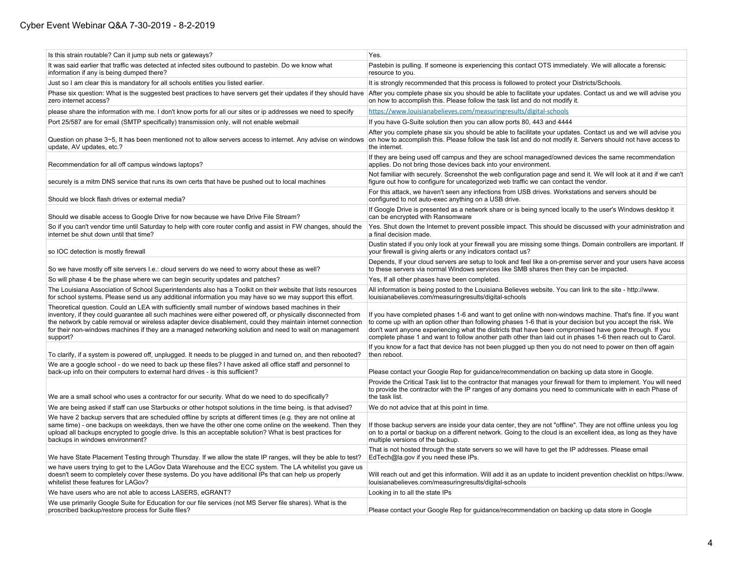| | |
|---|---|
| Is this strain routable? Can it jump sub nets or gateways? | Yes. |
| It was said earlier that traffic was detected at infected sites outbound to pastebin. Do we know what information if any is being dumped there? | Pastebin is pulling. If someone is experiencing this contact OTS immediately. We will allocate a forensic resource to you. |
| Just so I am clear this is mandatory for all schools entities you listed earlier. | It is strongly recommended that this process is followed to protect your Districts/Schools. |
| Phase six question: What is the suggested best practices to have servers get their updates if they should have zero internet access? | After you complete phase six you should be able to facilitate your updates. Contact us and we will advise you on how to accomplish this. Please follow the task list and do not modify it. |
| please share the information with me. I don't know ports for all our sites or ip addresses we need to specify | https://www.louisianabelieves.com/measuringresults/digital-schools |
| Port 25/587 are for email (SMTP specifically) transmission only, will not enable webmail | If you have G-Suite solution then you can allow ports 80, 443 and 4444 |
| Question on phase 3~5, It has been mentioned not to allow servers access to internet. Any advise on windows update, AV updates, etc.? | After you complete phase six you should be able to facilitate your updates. Contact us and we will advise you on how to accomplish this. Please follow the task list and do not modify it. Servers should not have access to the internet. |
| Recommendation for all off campus windows laptops? | If they are being used off campus and they are school managed/owned devices the same recommendation applies. Do not bring those devices back into your environment. |
| securely is a mitm DNS service that runs its own certs that have be pushed out to local machines | Not familiar with securely. Screenshot the web configuration page and send it. We will look at it and if we can't figure out how to configure for uncategorized web traffic we can contact the vendor. |
| Should we block flash drives or external media? | For this attack, we haven't seen any infections from USB drives. Workstations and servers should be configured to not auto-exec anything on a USB drive. |
| Should we disable access to Google Drive for now because we have Drive File Stream? | If Google Drive is presented as a network share or is being synced locally to the user's Windows desktop it can be encrypted with Ransomware |
| So if you can't vendor time until Saturday to help with core router config and assist in FW changes, should the internet be shut down until that time? | Yes. Shut down the Internet to prevent possible impact. This should be discussed with your administration and a final decision made. |
| so IOC detection is mostly firewall | Dustin stated if you only look at your firewall you are missing some things. Domain controllers are important. If your firewall is giving alerts or any indicators contact us? |
| So we have mostly off site servers I.e.: cloud servers do we need to worry about these as well? | Depends, If your cloud servers are setup to look and feel like a on-premise server and your users have access to these servers via normal Windows services like SMB shares then they can be impacted. |
| So will phase 4 be the phase where we can begin security updates and patches? | Yes, If all other phases have been completed. |
| The Louisiana Association of School Superintendents also has a Toolkit on their website that lists resources for school systems. Please send us any additional information you may have so we may support this effort. | All information is being posted to the Louisiana Believes website. You can link to the site - http://www.louisianabelieves.com/measuringresults/digital-schools |
| Theoretical question. Could an LEA with sufficiently small number of windows based machines in their inventory, if they could guarantee all such machines were either powered off, or physically disconnected from the network by cable removal or wireless adapter device disablement, could they maintain internet connection for their non-windows machines if they are a managed networking solution and need to wait on management support? | If you have completed phases 1-6 and want to get online with non-windows machine. That's fine. If you want to come up with an option other than following phases 1-6 that is your decision but you accept the risk. We don't want anyone experiencing what the districts that have been compromised have gone through. If you complete phase 1 and want to follow another path other than laid out in phases 1-6 then reach out to Carol. |
| To clarify, if a system is powered off, unplugged. It needs to be plugged in and turned on, and then rebooted? | If you know for a fact that device has not been plugged up then you do not need to power on then off again then reboot. |
| We are a google school - do we need to back up these files? I have asked all office staff and personnel to back-up info on their computers to external hard drives - is this sufficient? | Please contact your Google Rep for guidance/recommendation on backing up data store in Google. |
| We are a small school who uses a contractor for our security. What do we need to do specifically? | Provide the Critical Task list to the contractor that manages your firewall for them to implement. You will need to provide the contractor with the IP ranges of any domains you need to communicate with in each Phase of the task list. |
| We are being asked if staff can use Starbucks or other hotspot solutions in the time being. is that advised? | We do not advice that at this point in time. |
| We have 2 backup servers that are scheduled offline by scripts at different times (e.g. they are not online at same time) - one backups on weekdays, then we have the other one come online on the weekend. Then they upload all backups encrypted to google drive. Is this an acceptable solution? What is best practices for backups in windows environment? | If those backup servers are inside your data center, they are not "offline". They are not offline unless you log on to a portal or backup on a different network. Going to the cloud is an excellent idea, as long as they have multiple versions of the backup. |
| We have State Placement Testing through Thursday. If we allow the state IP ranges, will they be able to test? | That is not hosted through the state servers so we will have to get the IP addresses. Please email EdTech@la.gov if you need these IPs. |
| we have users trying to get to the LAGov Data Warehouse and the ECC system. The LA whitelist you gave us doesn't seem to completely cover these systems. Do you have additional IPs that can help us properly whitelist these features for LAGov? | Will reach out and get this information. Will add it as an update to incident prevention checklist on https://www.louisianabelieves.com/measuringresults/digital-schools |
| We have users who are not able to access LASERS, eGRANT? | Looking in to all the state IPs |
| We use primarily Google Suite for Education for our file services (not MS Server file shares). What is the proscribed backup/restore process for Suite files? | Please contact your Google Rep for guidance/recommendation on backing up data store in Google |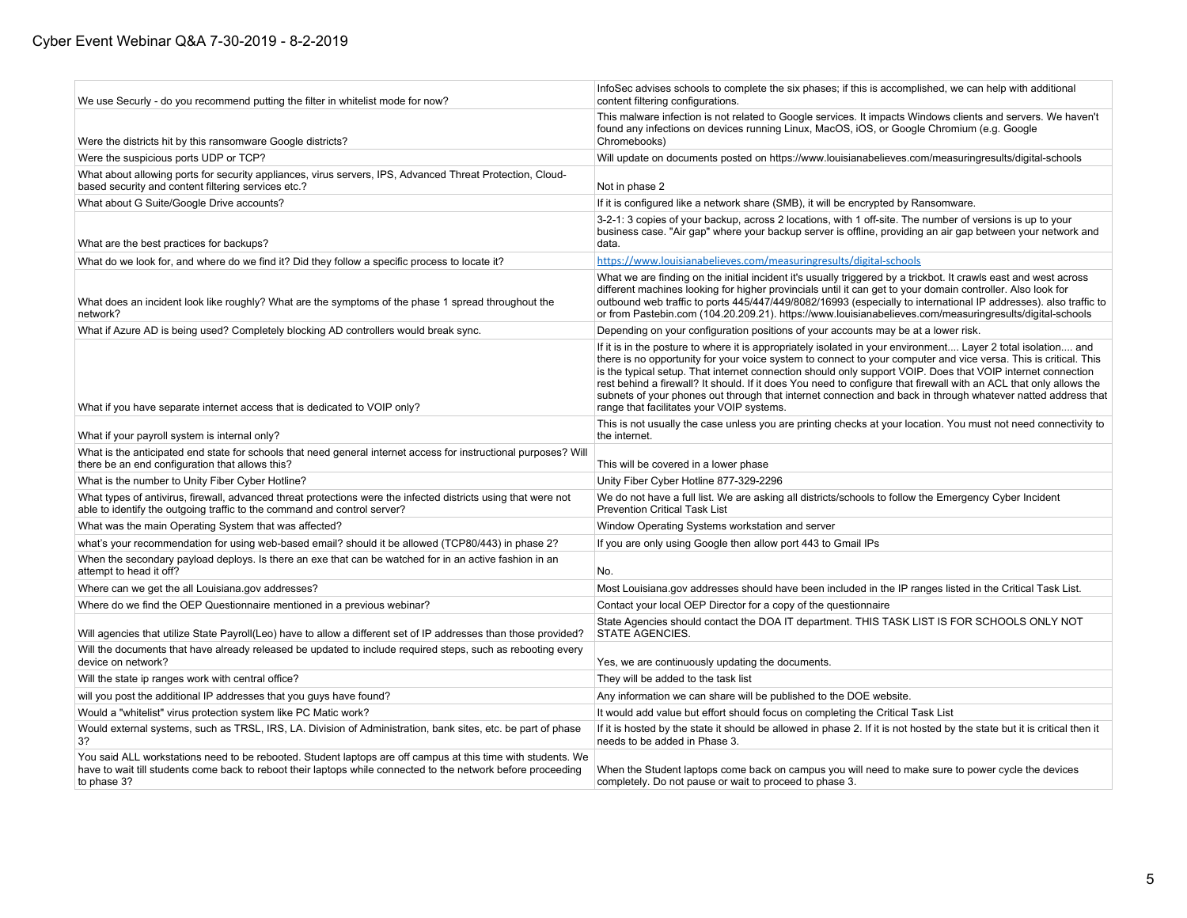Cyber Event Webinar Q&A 7-30-2019 - 8-2-2019

| | |
|---|---|
| We use Securly - do you recommend putting the filter in whitelist mode for now? | InfoSec advises schools to complete the six phases; if this is accomplished, we can help with additional content filtering configurations. |
| Were the districts hit by this ransomware Google districts? | This malware infection is not related to Google services. It impacts Windows clients and servers. We haven't found any infections on devices running Linux, MacOS, iOS, or Google Chromium (e.g. Google Chromebooks) |
| Were the suspicious ports UDP or TCP? | Will update on documents posted on https://www.louisianabelieves.com/measuringresults/digital-schools |
| What about allowing ports for security appliances, virus servers, IPS, Advanced Threat Protection, Cloud-based security and content filtering services etc.? | Not in phase 2 |
| What about G Suite/Google Drive accounts? | If it is configured like a network share (SMB), it will be encrypted by Ransomware. |
| What are the best practices for backups? | 3-2-1: 3 copies of your backup, across 2 locations, with 1 off-site. The number of versions is up to your business case. "Air gap" where your backup server is offline, providing an air gap between your network and data. |
| What do we look for, and where do we find it? Did they follow a specific process to locate it? | https://www.louisianabelieves.com/measuringresults/digital-schools |
| What does an incident look like roughly? What are the symptoms of the phase 1 spread throughout the network? | What we are finding on the initial incident it's usually triggered by a trickbot. It crawls east and west across different machines looking for higher provincials until it can get to your domain controller. Also look for outbound web traffic to ports 445/447/449/8082/16993 (especially to international IP addresses). also traffic to or from Pastebin.com (104.20.209.21). https://www.louisianabelieves.com/measuringresults/digital-schools |
| What if Azure AD is being used? Completely blocking AD controllers would break sync. | Depending on your configuration positions of your accounts may be at a lower risk. |
| What if you have separate internet access that is dedicated to VOIP only? | If it is in the posture to where it is appropriately isolated in your environment.... Layer 2 total isolation.... and there is no opportunity for your voice system to connect to your computer and vice versa. This is critical. This is the typical setup. That internet connection should only support VOIP. Does that VOIP internet connection rest behind a firewall? It should. If it does You need to configure that firewall with an ACL that only allows the subnets of your phones out through that internet connection and back in through whatever natted address that range that facilitates your VOIP systems. |
| What if your payroll system is internal only? | This is not usually the case unless you are printing checks at your location. You must not need connectivity to the internet. |
| What is the anticipated end state for schools that need general internet access for instructional purposes? Will there be an end configuration that allows this? | This will be covered in a lower phase |
| What is the number to Unity Fiber Cyber Hotline? | Unity Fiber Cyber Hotline 877-329-2296 |
| What types of antivirus, firewall, advanced threat protections were the infected districts using that were not able to identify the outgoing traffic to the command and control server? | We do not have a full list. We are asking all districts/schools to follow the Emergency Cyber Incident Prevention Critical Task List |
| What was the main Operating System that was affected? | Window Operating Systems workstation and server |
| what's your recommendation for using web-based email? should it be allowed (TCP80/443) in phase 2? | If you are only using Google then allow port 443 to Gmail IPs |
| When the secondary payload deploys. Is there an exe that can be watched for in an active fashion in an attempt to head it off? | No. |
| Where can we get the all Louisiana.gov addresses? | Most Louisiana.gov addresses should have been included in the IP ranges listed in the Critical Task List. |
| Where do we find the OEP Questionnaire mentioned in a previous webinar? | Contact your local OEP Director for a copy of the questionnaire |
| Will agencies that utilize State Payroll(Leo) have to allow a different set of IP addresses than those provided? | State Agencies should contact the DOA IT department. THIS TASK LIST IS FOR SCHOOLS ONLY NOT STATE AGENCIES. |
| Will the documents that have already released be updated to include required steps, such as rebooting every device on network? | Yes, we are continuously updating the documents. |
| Will the state ip ranges work with central office? | They will be added to the task list |
| will you post the additional IP addresses that you guys have found? | Any information we can share will be published to the DOE website. |
| Would a "whitelist" virus protection system like PC Matic work? | It would add value but effort should focus on completing the Critical Task List |
| Would external systems, such as TRSL, IRS, LA. Division of Administration, bank sites, etc. be part of phase 3? | If it is hosted by the state it should be allowed in phase 2. If it is not hosted by the state but it is critical then it needs to be added in Phase 3. |
| You said ALL workstations need to be rebooted. Student laptops are off campus at this time with students. We have to wait till students come back to reboot their laptops while connected to the network before proceeding to phase 3? | When the Student laptops come back on campus you will need to make sure to power cycle the devices completely. Do not pause or wait to proceed to phase 3. |